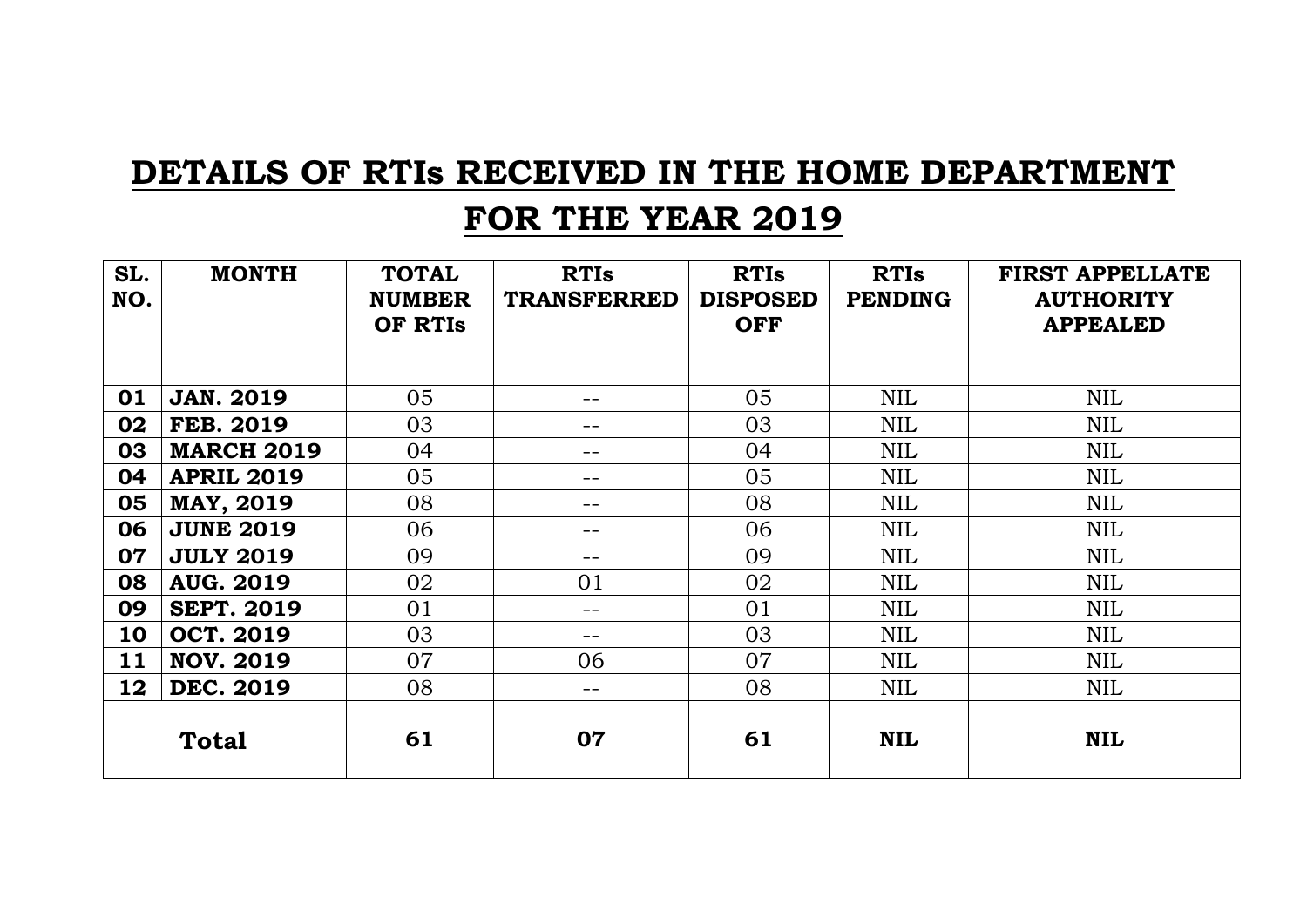# DETAILS OF RTIs RECEIVED IN THE HOME DEPARTMENT FOR THE YEAR 2019

| SL. NO. | MONTH | TOTAL NUMBER OF RTIs | RTIs TRANSFERRED | RTIs DISPOSED OFF | RTIs PENDING | FIRST APPELLATE AUTHORITY APPEALED |
|---|---|---|---|---|---|---|
| **01** | **JAN. 2019** | 05 | -- | 05 | NIL | NIL |
| **02** | **FEB. 2019** | 03 | -- | 03 | NIL | NIL |
| **03** | **MARCH 2019** | 04 | -- | 04 | NIL | NIL |
| **04** | **APRIL 2019** | 05 | -- | 05 | NIL | NIL |
| **05** | **MAY, 2019** | 08 | -- | 08 | NIL | NIL |
| **06** | **JUNE 2019** | 06 | -- | 06 | NIL | NIL |
| **07** | **JULY 2019** | 09 | -- | 09 | NIL | NIL |
| **08** | **AUG. 2019** | 02 | 01 | 02 | NIL | NIL |
| **09** | **SEPT. 2019** | 01 | -- | 01 | NIL | NIL |
| **10** | **OCT. 2019** | 03 | -- | 03 | NIL | NIL |
| **11** | **NOV. 2019** | 07 | 06 | 07 | NIL | NIL |
| **12** | **DEC. 2019** | 08 | -- | 08 | NIL | NIL |
| **Total** | | **61** | **07** | **61** | **NIL** | **NIL** |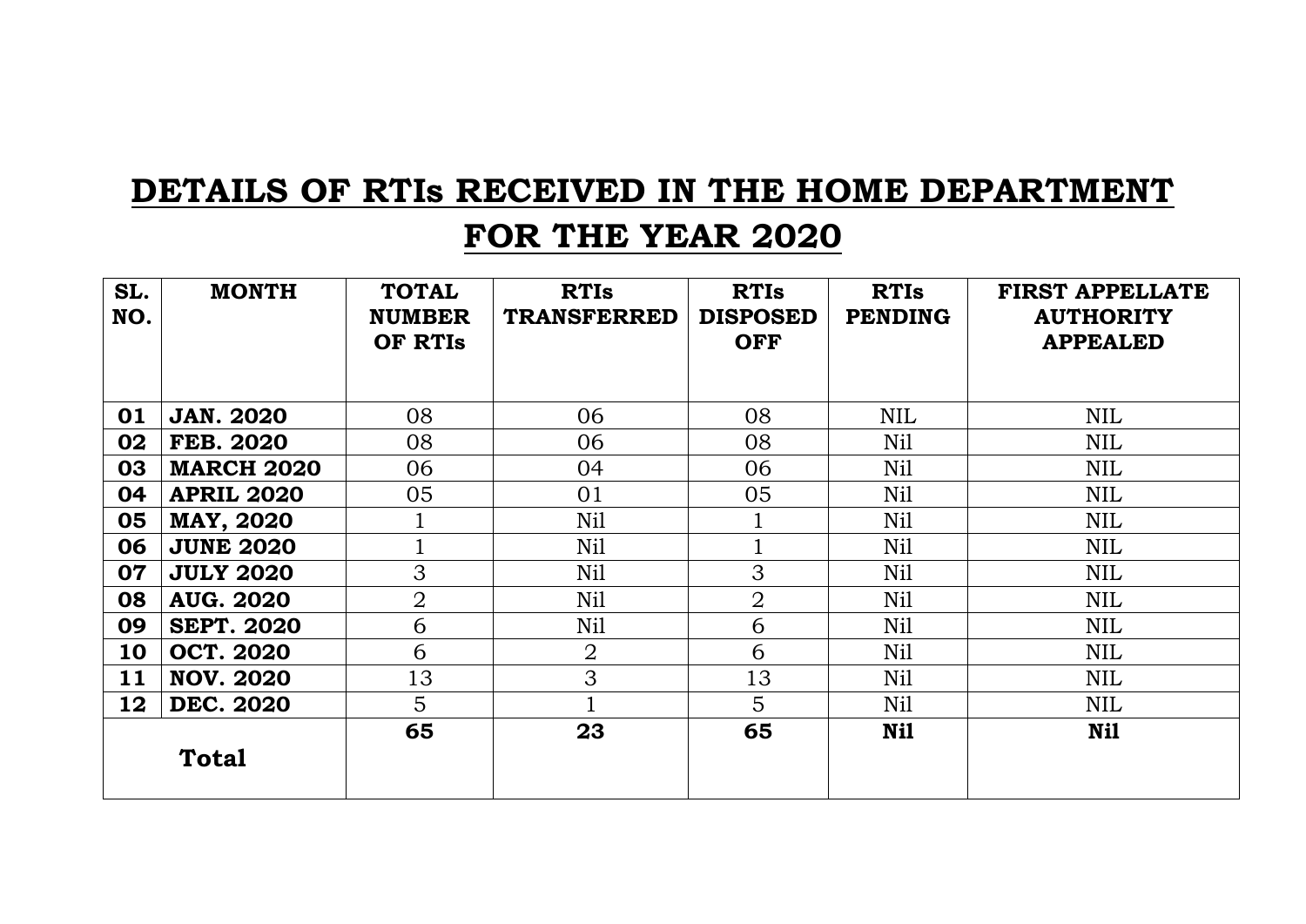# DETAILS OF RTIs RECEIVED IN THE HOME DEPARTMENT FOR THE YEAR 2020

| SL. NO. | MONTH | TOTAL NUMBER OF RTIs | RTIs TRANSFERRED | RTIs DISPOSED OFF | RTIs PENDING | FIRST APPELLATE AUTHORITY APPEALED |
|---|---|---|---|---|---|---|
| **01** | **JAN. 2020** | 08 | 06 | 08 | NIL | NIL |
| **02** | **FEB. 2020** | 08 | 06 | 08 | Nil | NIL |
| **03** | **MARCH 2020** | 06 | 04 | 06 | Nil | NIL |
| **04** | **APRIL 2020** | 05 | 01 | 05 | Nil | NIL |
| **05** | **MAY, 2020** | 1 | Nil | 1 | Nil | NIL |
| **06** | **JUNE 2020** | 1 | Nil | 1 | Nil | NIL |
| **07** | **JULY 2020** | 3 | Nil | 3 | Nil | NIL |
| **08** | **AUG. 2020** | 2 | Nil | 2 | Nil | NIL |
| **09** | **SEPT. 2020** | 6 | Nil | 6 | Nil | NIL |
| **10** | **OCT. 2020** | 6 | 2 | 6 | Nil | NIL |
| **11** | **NOV. 2020** | 13 | 3 | 13 | Nil | NIL |
| **12** | **DEC. 2020** | 5 | 1 | 5 | Nil | NIL |
| **Total** | | **65** | **23** | **65** | **Nil** | **Nil** |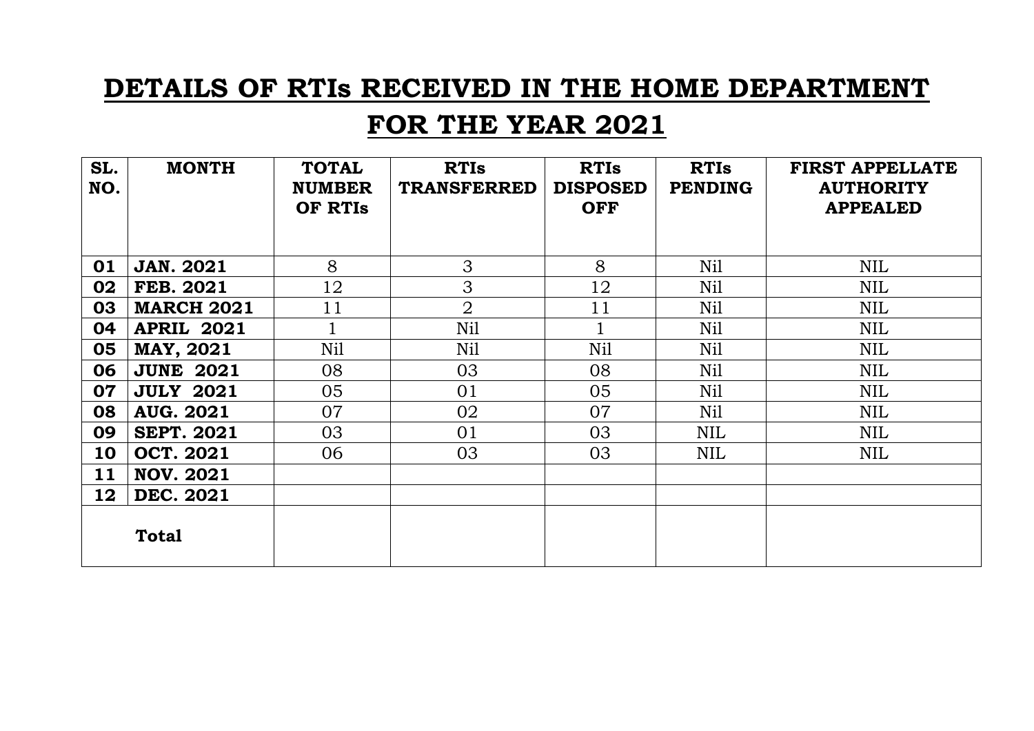# DETAILS OF RTIs RECEIVED IN THE HOME DEPARTMENT FOR THE YEAR 2021

| SL. NO. | MONTH | TOTAL NUMBER OF RTIs | RTIs TRANSFERRED | RTIs DISPOSED OFF | RTIs PENDING | FIRST APPELLATE AUTHORITY APPEALED |
|---|---|---|---|---|---|---|
| 01 | **JAN. 2021** | 8 | 3 | 8 | Nil | NIL |
| 02 | **FEB. 2021** | 12 | 3 | 12 | Nil | NIL |
| 03 | **MARCH 2021** | 11 | 2 | 11 | Nil | NIL |
| 04 | **APRIL 2021** | 1 | Nil | 1 | Nil | NIL |
| 05 | **MAY, 2021** | Nil | Nil | Nil | Nil | NIL |
| 06 | **JUNE 2021** | 08 | 03 | 08 | Nil | NIL |
| 07 | **JULY 2021** | 05 | 01 | 05 | Nil | NIL |
| 08 | **AUG. 2021** | 07 | 02 | 07 | Nil | NIL |
| 09 | **SEPT. 2021** | 03 | 01 | 03 | NIL | NIL |
| 10 | **OCT. 2021** | 06 | 03 | 03 | NIL | NIL |
| 11 | **NOV. 2021** | | | | | |
| 12 | **DEC. 2021** | | | | | |
| **Total** | | | | | | |